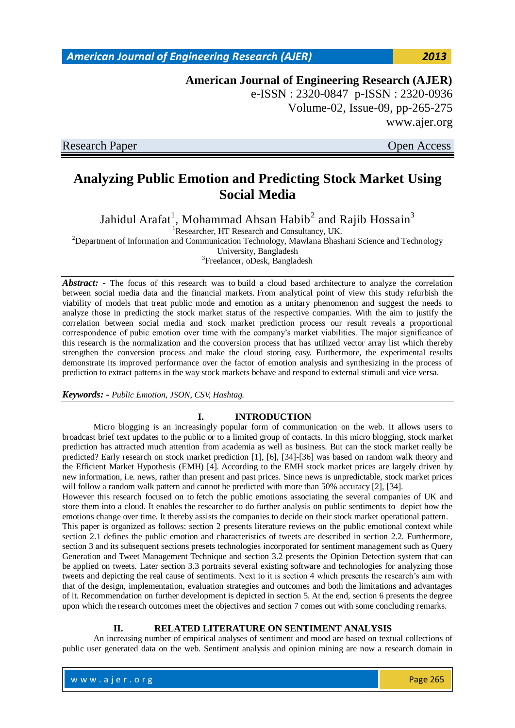Research Paper | Open Access

# Analyzing Public Emotion and Predicting Stock Market Using Social Media

Jahidul Arafat[1], Mohammad Ahsan Habib[2] and Rajib Hossain[3]

[1]Researcher, HT Research and Consultancy, UK.

[2]Department of Information and Communication Technology, Mawlana Bhashani Science and Technology University, Bangladesh

[3]Freelancer, oDesk, Bangladesh

***Abstract: -*** The focus of this research was to build a cloud based architecture to analyze the correlation between social media data and the financial markets. From analytical point of view this study refurbish the viability of models that treat public mode and emotion as a unitary phenomenon and suggest the needs to analyze those in predicting the stock market status of the respective companies. With the aim to justify the correlation between social media and stock market prediction process our result reveals a proportional correspondence of pubic emotion over time with the company's market viabilities. The major significance of this research is the normalization and the conversion process that has utilized vector array list which thereby strengthen the conversion process and make the cloud storing easy. Furthermore, the experimental results demonstrate its improved performance over the factor of emotion analysis and synthesizing in the process of prediction to extract patterns in the way stock markets behave and respond to external stimuli and vice versa.

***Keywords: -*** *Public Emotion, JSON, CSV, Hashtag.*

## I. INTRODUCTION

Micro blogging is an increasingly popular form of communication on the web. It allows users to broadcast brief text updates to the public or to a limited group of contacts. In this micro blogging, stock market prediction has attracted much attention from academia as well as business. But can the stock market really be predicted? Early research on stock market prediction [1], [6], [34]-[36] was based on random walk theory and the Efficient Market Hypothesis (EMH) [4]. According to the EMH stock market prices are largely driven by new information, i.e. news, rather than present and past prices. Since news is unpredictable, stock market prices will follow a random walk pattern and cannot be predicted with more than 50% accuracy [2], [34].

However this research focused on to fetch the public emotions associating the several companies of UK and store them into a cloud. It enables the researcher to do further analysis on public sentiments to depict how the emotions change over time. It thereby assists the companies to decide on their stock market operational pattern.

This paper is organized as follows: section 2 presents literature reviews on the public emotional context while section 2.1 defines the public emotion and characteristics of tweets are described in section 2.2. Furthermore, section 3 and its subsequent sections presets technologies incorporated for sentiment management such as Query Generation and Tweet Management Technique and section 3.2 presents the Opinion Detection system that can be applied on tweets. Later section 3.3 portraits several existing software and technologies for analyzing those tweets and depicting the real cause of sentiments. Next to it is section 4 which presents the research's aim with that of the design, implementation, evaluation strategies and outcomes and both the limitations and advantages of it. Recommendation on further development is depicted in section 5. At the end, section 6 presents the degree upon which the research outcomes meet the objectives and section 7 comes out with some concluding remarks.

## II. RELATED LITERATURE ON SENTIMENT ANALYSIS

An increasing number of empirical analyses of sentiment and mood are based on textual collections of public user generated data on the web. Sentiment analysis and opinion mining are now a research domain in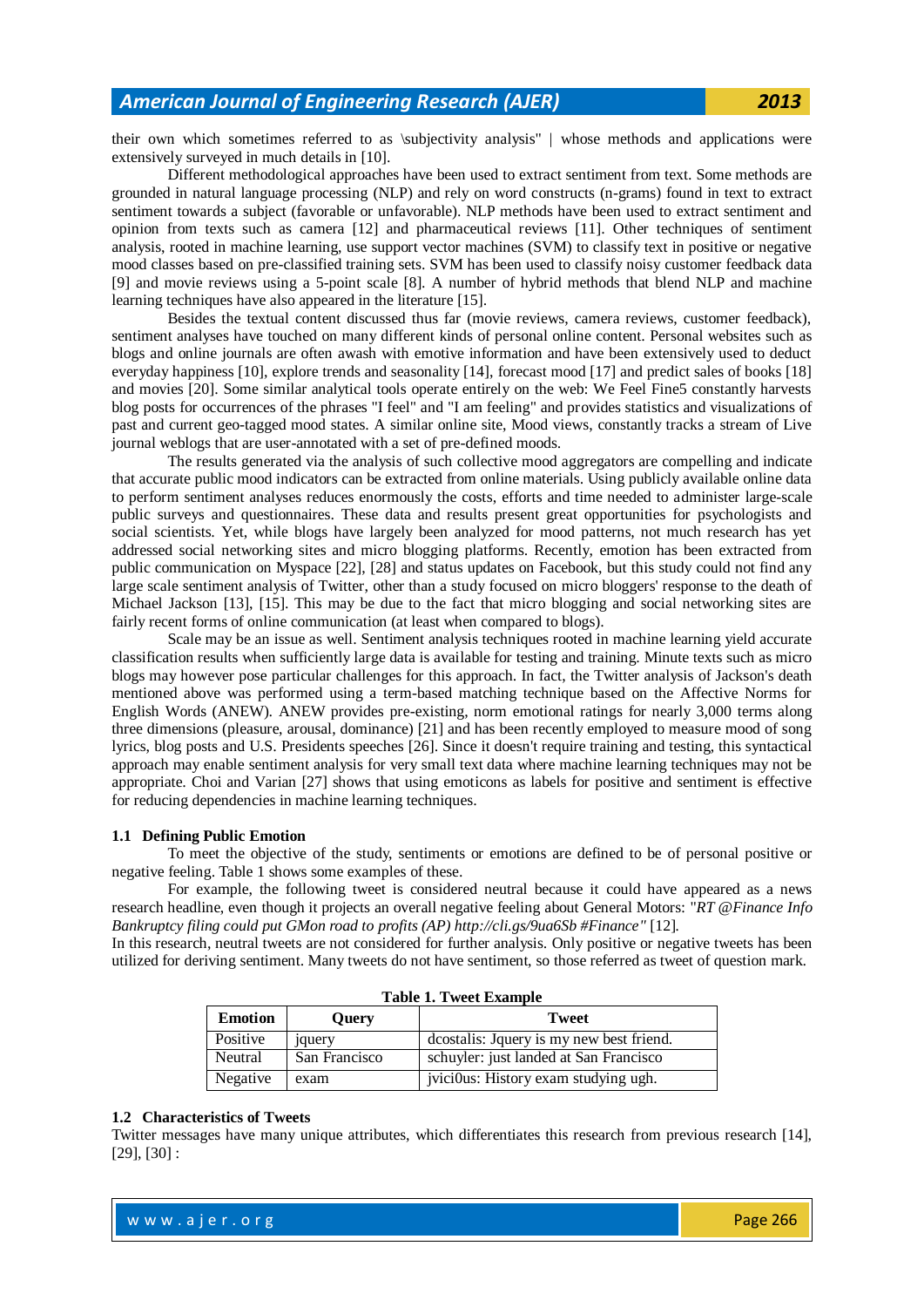their own which sometimes referred to as \subjectivity analysis" | whose methods and applications were extensively surveyed in much details in [10].

Different methodological approaches have been used to extract sentiment from text. Some methods are grounded in natural language processing (NLP) and rely on word constructs (n-grams) found in text to extract sentiment towards a subject (favorable or unfavorable). NLP methods have been used to extract sentiment and opinion from texts such as camera [12] and pharmaceutical reviews [11]. Other techniques of sentiment analysis, rooted in machine learning, use support vector machines (SVM) to classify text in positive or negative mood classes based on pre-classified training sets. SVM has been used to classify noisy customer feedback data [9] and movie reviews using a 5-point scale [8]. A number of hybrid methods that blend NLP and machine learning techniques have also appeared in the literature [15].

Besides the textual content discussed thus far (movie reviews, camera reviews, customer feedback), sentiment analyses have touched on many different kinds of personal online content. Personal websites such as blogs and online journals are often awash with emotive information and have been extensively used to deduct everyday happiness [10], explore trends and seasonality [14], forecast mood [17] and predict sales of books [18] and movies [20]. Some similar analytical tools operate entirely on the web: We Feel Fine5 constantly harvests blog posts for occurrences of the phrases "I feel" and "I am feeling" and provides statistics and visualizations of past and current geo-tagged mood states. A similar online site, Mood views, constantly tracks a stream of Live journal weblogs that are user-annotated with a set of pre-defined moods.

The results generated via the analysis of such collective mood aggregators are compelling and indicate that accurate public mood indicators can be extracted from online materials. Using publicly available online data to perform sentiment analyses reduces enormously the costs, efforts and time needed to administer large-scale public surveys and questionnaires. These data and results present great opportunities for psychologists and social scientists. Yet, while blogs have largely been analyzed for mood patterns, not much research has yet addressed social networking sites and micro blogging platforms. Recently, emotion has been extracted from public communication on Myspace [22], [28] and status updates on Facebook, but this study could not find any large scale sentiment analysis of Twitter, other than a study focused on micro bloggers' response to the death of Michael Jackson [13], [15]. This may be due to the fact that micro blogging and social networking sites are fairly recent forms of online communication (at least when compared to blogs).

Scale may be an issue as well. Sentiment analysis techniques rooted in machine learning yield accurate classification results when sufficiently large data is available for testing and training. Minute texts such as micro blogs may however pose particular challenges for this approach. In fact, the Twitter analysis of Jackson's death mentioned above was performed using a term-based matching technique based on the Affective Norms for English Words (ANEW). ANEW provides pre-existing, norm emotional ratings for nearly 3,000 terms along three dimensions (pleasure, arousal, dominance) [21] and has been recently employed to measure mood of song lyrics, blog posts and U.S. Presidents speeches [26]. Since it doesn't require training and testing, this syntactical approach may enable sentiment analysis for very small text data where machine learning techniques may not be appropriate. Choi and Varian [27] shows that using emoticons as labels for positive and sentiment is effective for reducing dependencies in machine learning techniques.

### 1.1 Defining Public Emotion

To meet the objective of the study, sentiments or emotions are defined to be of personal positive or negative feeling. Table 1 shows some examples of these.

For example, the following tweet is considered neutral because it could have appeared as a news research headline, even though it projects an overall negative feeling about General Motors: "*RT @Finance Info Bankruptcy filing could put GMon road to profits (AP) http://cli.gs/9ua6Sb #Finance"* [12].

In this research, neutral tweets are not considered for further analysis. Only positive or negative tweets has been utilized for deriving sentiment. Many tweets do not have sentiment, so those referred as tweet of question mark.

**Table 1. Tweet Example**

| Emotion | Query | Tweet |
|---|---|---|
| Positive | jquery | dcostalis: Jquery is my new best friend. |
| Neutral | San Francisco | schuyler: just landed at San Francisco |
| Negative | exam | jvici0us: History exam studying ugh. |

### 1.2 Characteristics of Tweets

Twitter messages have many unique attributes, which differentiates this research from previous research [14], [29], [30] :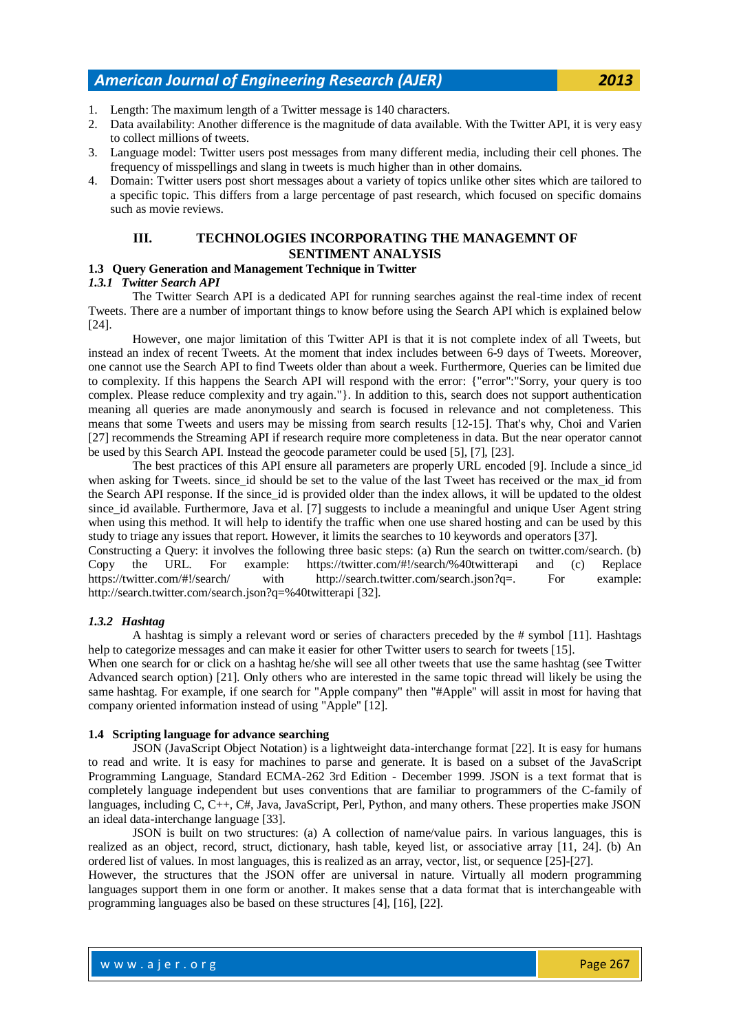1. Length: The maximum length of a Twitter message is 140 characters.
2. Data availability: Another difference is the magnitude of data available. With the Twitter API, it is very easy to collect millions of tweets.
3. Language model: Twitter users post messages from many different media, including their cell phones. The frequency of misspellings and slang in tweets is much higher than in other domains.
4. Domain: Twitter users post short messages about a variety of topics unlike other sites which are tailored to a specific topic. This differs from a large percentage of past research, which focused on specific domains such as movie reviews.

## III. TECHNOLOGIES INCORPORATING THE MANAGEMNT OF SENTIMENT ANALYSIS

### 1.3 Query Generation and Management Technique in Twitter

#### *1.3.1 Twitter Search API*

The Twitter Search API is a dedicated API for running searches against the real-time index of recent Tweets. There are a number of important things to know before using the Search API which is explained below [24].

However, one major limitation of this Twitter API is that it is not complete index of all Tweets, but instead an index of recent Tweets. At the moment that index includes between 6-9 days of Tweets. Moreover, one cannot use the Search API to find Tweets older than about a week. Furthermore, Queries can be limited due to complexity. If this happens the Search API will respond with the error: {"error":"Sorry, your query is too complex. Please reduce complexity and try again."}. In addition to this, search does not support authentication meaning all queries are made anonymously and search is focused in relevance and not completeness. This means that some Tweets and users may be missing from search results [12-15]. That's why, Choi and Varien [27] recommends the Streaming API if research require more completeness in data. But the near operator cannot be used by this Search API. Instead the geocode parameter could be used [5], [7], [23].

The best practices of this API ensure all parameters are properly URL encoded [9]. Include a since_id when asking for Tweets. since_id should be set to the value of the last Tweet has received or the max_id from the Search API response. If the since_id is provided older than the index allows, it will be updated to the oldest since_id available. Furthermore, Java et al. [7] suggests to include a meaningful and unique User Agent string when using this method. It will help to identify the traffic when one use shared hosting and can be used by this study to triage any issues that report. However, it limits the searches to 10 keywords and operators [37].

Constructing a Query: it involves the following three basic steps: (a) Run the search on twitter.com/search. (b) Copy the URL. For example: https://twitter.com/#!/search/%40twitterapi and (c) Replace https://twitter.com/#!/search/ with http://search.twitter.com/search.json?q=. For example: http://search.twitter.com/search.json?q=%40twitterapi [32].

#### *1.3.2 Hashtag*

A hashtag is simply a relevant word or series of characters preceded by the # symbol [11]. Hashtags help to categorize messages and can make it easier for other Twitter users to search for tweets [15].

When one search for or click on a hashtag he/she will see all other tweets that use the same hashtag (see Twitter Advanced search option) [21]. Only others who are interested in the same topic thread will likely be using the same hashtag. For example, if one search for "Apple company" then "#Apple" will assit in most for having that company oriented information instead of using "Apple" [12].

### 1.4 Scripting language for advance searching

JSON (JavaScript Object Notation) is a lightweight data-interchange format [22]. It is easy for humans to read and write. It is easy for machines to parse and generate. It is based on a subset of the JavaScript Programming Language, Standard ECMA-262 3rd Edition - December 1999. JSON is a text format that is completely language independent but uses conventions that are familiar to programmers of the C-family of languages, including C, C++, C#, Java, JavaScript, Perl, Python, and many others. These properties make JSON an ideal data-interchange language [33].

JSON is built on two structures: (a) A collection of name/value pairs. In various languages, this is realized as an object, record, struct, dictionary, hash table, keyed list, or associative array [11, 24]. (b) An ordered list of values. In most languages, this is realized as an array, vector, list, or sequence [25]-[27].

However, the structures that the JSON offer are universal in nature. Virtually all modern programming languages support them in one form or another. It makes sense that a data format that is interchangeable with programming languages also be based on these structures [4], [16], [22].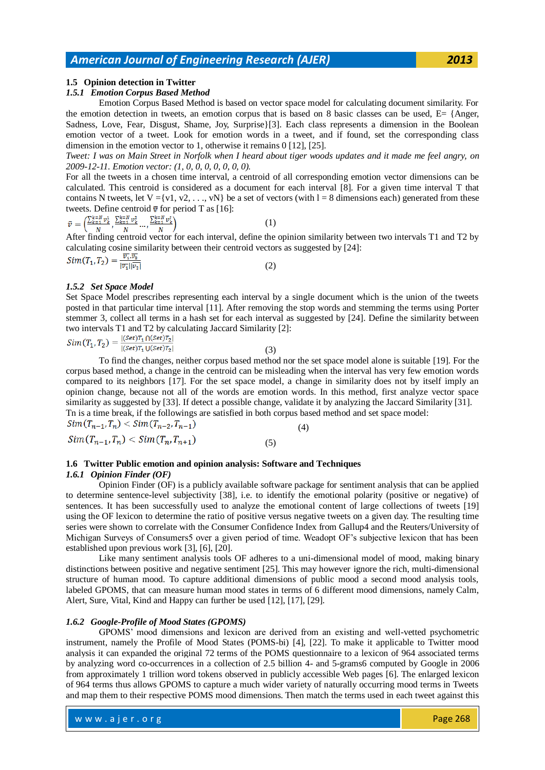### 1.5 Opinion detection in Twitter

#### *1.5.1 Emotion Corpus Based Method*

Emotion Corpus Based Method is based on vector space model for calculating document similarity. For the emotion detection in tweets, an emotion corpus that is based on 8 basic classes can be used, E= {Anger, Sadness, Love, Fear, Disgust, Shame, Joy, Surprise}[3]. Each class represents a dimension in the Boolean emotion vector of a tweet. Look for emotion words in a tweet, and if found, set the corresponding class dimension in the emotion vector to 1, otherwise it remains 0 [12], [25].

*Tweet: I was on Main Street in Norfolk when I heard about tiger woods updates and it made me feel angry, on 2009-12-11. Emotion vector: (1, 0, 0, 0, 0, 0, 0, 0).*

For all the tweets in a chosen time interval, a centroid of all corresponding emotion vector dimensions can be calculated. This centroid is considered as a document for each interval [8]. For a given time interval T that contains N tweets, let V ={v1, v2, . . ., vN} be a set of vectors (with l = 8 dimensions each) generated from these tweets. Define centroid $\bar{v}$ for period T as [16]:

$$\bar{v} = \left(\frac{\sum_{k=1}^{k=N} v_k^1}{N}, \frac{\sum_{k=1}^{k=N} v_k^2}{N} \ldots, \frac{\sum_{k=1}^{k=N} v_k^l}{N}\right) \qquad (1)$$

After finding centroid vector for each interval, define the opinion similarity between two intervals T1 and T2 by calculating cosine similarity between their centroid vectors as suggested by [24]:

$$Sim(T_1, T_2) = \frac{\overline{v_1}.\overline{v_2}}{|\overline{v_1}||\overline{v_2}|} \qquad (2)$$

#### *1.5.2 Set Space Model*

Set Space Model prescribes representing each interval by a single document which is the union of the tweets posted in that particular time interval [11]. After removing the stop words and stemming the terms using Porter stemmer 3, collect all terms in a hash set for each interval as suggested by [24]. Define the similarity between two intervals T1 and T2 by calculating Jaccard Similarity [2]:

$$Sim(T_1, T_2) = \frac{|(Set)T_1 \cap (Set)T_2|}{|(Set)T_1 \cup (Set)T_2|} \qquad (3)$$

To find the changes, neither corpus based method nor the set space model alone is suitable [19]. For the corpus based method, a change in the centroid can be misleading when the interval has very few emotion words compared to its neighbors [17]. For the set space model, a change in similarity does not by itself imply an opinion change, because not all of the words are emotion words. In this method, first analyze vector space similarity as suggested by [33]. If detect a possible change, validate it by analyzing the Jaccard Similarity [31]. Tn is a time break, if the followings are satisfied in both corpus based method and set space model:

$$Sim(T_{n-1}, T_n) < Sim(T_{n-2}, T_{n-1}) \qquad (4)$$

$$Sim(T_{n-1}, T_n) < Sim(T_n, T_{n+1}) \qquad (5)$$

### 1.6 Twitter Public emotion and opinion analysis: Software and Techniques

#### *1.6.1 Opinion Finder (OF)*

Opinion Finder (OF) is a publicly available software package for sentiment analysis that can be applied to determine sentence-level subjectivity [38], i.e. to identify the emotional polarity (positive or negative) of sentences. It has been successfully used to analyze the emotional content of large collections of tweets [19] using the OF lexicon to determine the ratio of positive versus negative tweets on a given day. The resulting time series were shown to correlate with the Consumer Confidence Index from Gallup4 and the Reuters/University of Michigan Surveys of Consumers5 over a given period of time. Weadopt OF's subjective lexicon that has been established upon previous work [3], [6], [20].

Like many sentiment analysis tools OF adheres to a uni-dimensional model of mood, making binary distinctions between positive and negative sentiment [25]. This may however ignore the rich, multi-dimensional structure of human mood. To capture additional dimensions of public mood a second mood analysis tools, labeled GPOMS, that can measure human mood states in terms of 6 different mood dimensions, namely Calm, Alert, Sure, Vital, Kind and Happy can further be used [12], [17], [29].

#### *1.6.2 Google-Profile of Mood States (GPOMS)*

GPOMS' mood dimensions and lexicon are derived from an existing and well-vetted psychometric instrument, namely the Profile of Mood States (POMS-bi) [4], [22]. To make it applicable to Twitter mood analysis it can expanded the original 72 terms of the POMS questionnaire to a lexicon of 964 associated terms by analyzing word co-occurrences in a collection of 2.5 billion 4- and 5-grams6 computed by Google in 2006 from approximately 1 trillion word tokens observed in publicly accessible Web pages [6]. The enlarged lexicon of 964 terms thus allows GPOMS to capture a much wider variety of naturally occurring mood terms in Tweets and map them to their respective POMS mood dimensions. Then match the terms used in each tweet against this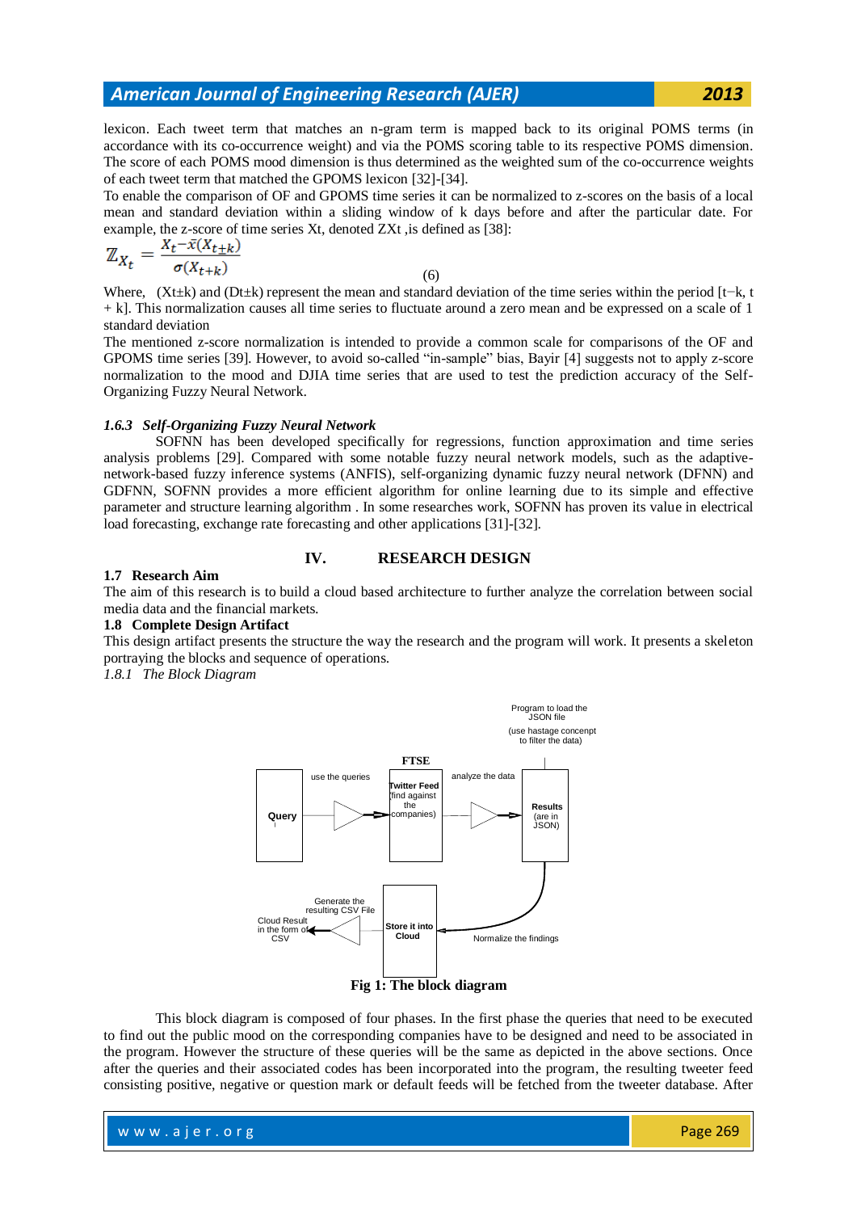lexicon. Each tweet term that matches an n-gram term is mapped back to its original POMS terms (in accordance with its co-occurrence weight) and via the POMS scoring table to its respective POMS dimension. The score of each POMS mood dimension is thus determined as the weighted sum of the co-occurrence weights of each tweet term that matched the GPOMS lexicon [32]-[34].

To enable the comparison of OF and GPOMS time series it can be normalized to z-scores on the basis of a local mean and standard deviation within a sliding window of k days before and after the particular date. For example, the z-score of time series Xt, denoted ZXt ,is defined as [38]:

$$\mathbb{Z}_{X_t} = \frac{X_t - \bar{x}(X_{t\pm k})}{\sigma(X_{t+k})} \tag{6}$$

Where, (Xt±k) and (Dt±k) represent the mean and standard deviation of the time series within the period [t−k, t + k]. This normalization causes all time series to fluctuate around a zero mean and be expressed on a scale of 1 standard deviation

The mentioned z-score normalization is intended to provide a common scale for comparisons of the OF and GPOMS time series [39]. However, to avoid so-called "in-sample" bias, Bayir [4] suggests not to apply z-score normalization to the mood and DJIA time series that are used to test the prediction accuracy of the Self-Organizing Fuzzy Neural Network.

#### *1.6.3 Self-Organizing Fuzzy Neural Network*

SOFNN has been developed specifically for regressions, function approximation and time series analysis problems [29]. Compared with some notable fuzzy neural network models, such as the adaptive-network-based fuzzy inference systems (ANFIS), self-organizing dynamic fuzzy neural network (DFNN) and GDFNN, SOFNN provides a more efficient algorithm for online learning due to its simple and effective parameter and structure learning algorithm . In some researches work, SOFNN has proven its value in electrical load forecasting, exchange rate forecasting and other applications [31]-[32].

## IV. RESEARCH DESIGN

### 1.7 Research Aim

The aim of this research is to build a cloud based architecture to further analyze the correlation between social media data and the financial markets.

### 1.8 Complete Design Artifact

This design artifact presents the structure the way the research and the program will work. It presents a skeleton portraying the blocks and sequence of operations.

#### *1.8.1 The Block Diagram*

**Fig 1: The block diagram**

This block diagram is composed of four phases. In the first phase the queries that need to be executed to find out the public mood on the corresponding companies have to be designed and need to be associated in the program. However the structure of these queries will be the same as depicted in the above sections. Once after the queries and their associated codes has been incorporated into the program, the resulting tweeter feed consisting positive, negative or question mark or default feeds will be fetched from the tweeter database. After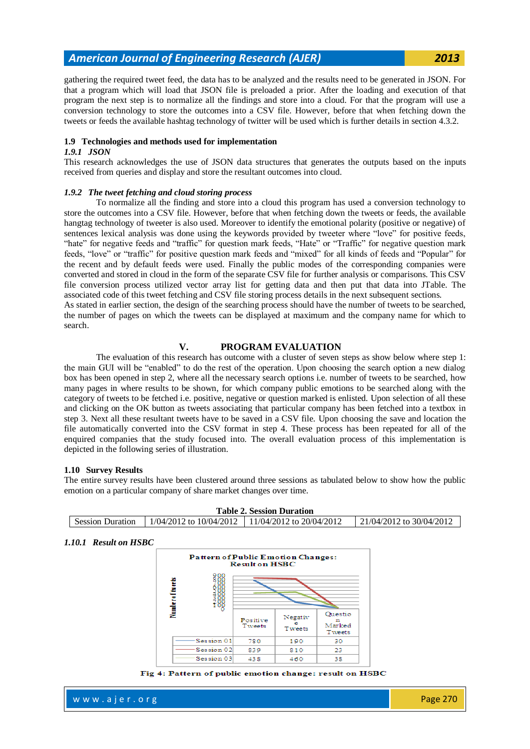gathering the required tweet feed, the data has to be analyzed and the results need to be generated in JSON. For that a program which will load that JSON file is preloaded a prior. After the loading and execution of that program the next step is to normalize all the findings and store into a cloud. For that the program will use a conversion technology to store the outcomes into a CSV file. However, before that when fetching down the tweets or feeds the available hashtag technology of twitter will be used which is further details in section 4.3.2.

### 1.9 Technologies and methods used for implementation

#### *1.9.1 JSON*

This research acknowledges the use of JSON data structures that generates the outputs based on the inputs received from queries and display and store the resultant outcomes into cloud.

#### *1.9.2 The tweet fetching and cloud storing process*

To normalize all the finding and store into a cloud this program has used a conversion technology to store the outcomes into a CSV file. However, before that when fetching down the tweets or feeds, the available hangtag technology of tweeter is also used. Moreover to identify the emotional polarity (positive or negative) of sentences lexical analysis was done using the keywords provided by tweeter where "love" for positive feeds, "hate" for negative feeds and "traffic" for question mark feeds, "Hate" or "Traffic" for negative question mark feeds, "love" or "traffic" for positive question mark feeds and "mixed" for all kinds of feeds and "Popular" for the recent and by default feeds were used. Finally the public modes of the corresponding companies were converted and stored in cloud in the form of the separate CSV file for further analysis or comparisons. This CSV file conversion process utilized vector array list for getting data and then put that data into JTable. The associated code of this tweet fetching and CSV file storing process details in the next subsequent sections.
As stated in earlier section, the design of the searching process should have the number of tweets to be searched, the number of pages on which the tweets can be displayed at maximum and the company name for which to search.

## V. PROGRAM EVALUATION

The evaluation of this research has outcome with a cluster of seven steps as show below where step 1: the main GUI will be "enabled" to do the rest of the operation. Upon choosing the search option a new dialog box has been opened in step 2, where all the necessary search options i.e. number of tweets to be searched, how many pages in where results to be shown, for which company public emotions to be searched along with the category of tweets to be fetched i.e. positive, negative or question marked is enlisted. Upon selection of all these and clicking on the OK button as tweets associating that particular company has been fetched into a textbox in step 3. Next all these resultant tweets have to be saved in a CSV file. Upon choosing the save and location the file automatically converted into the CSV format in step 4. These process has been repeated for all of the enquired companies that the study focused into. The overall evaluation process of this implementation is depicted in the following series of illustration.

### 1.10 Survey Results

The entire survey results have been clustered around three sessions as tabulated below to show how the public emotion on a particular company of share market changes over time.

**Table 2. Session Duration**

| Session Duration | 1/04/2012 to 10/04/2012 | 11/04/2012 to 20/04/2012 | 21/04/2012 to 30/04/2012 |
|---|---|---|---|

#### *1.10.1 Result on HSBC*

**Pattern of Public Emotion Changes: Result on HSBC**

| | Positive Tweets | Negative Tweets | Question Marked Tweets |
|---|---|---|---|
| Session 01 | 780 | 190 | 30 |
| Session 02 | 839 | 810 | 23 |
| Session 03 | 438 | 460 | 38 |

**Fig 4: Pattern of public emotion change: result on HSBC**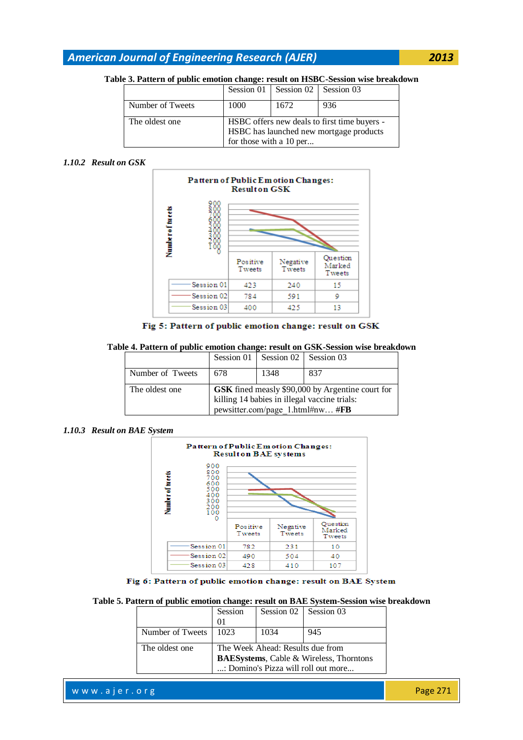**Table 3. Pattern of public emotion change: result on HSBC-Session wise breakdown**

| | Session 01 | Session 02 | Session 03 |
|---|---|---|---|
| Number of Tweets | 1000 | 1672 | 936 |
| The oldest one | HSBC offers new deals to first time buyers - HSBC has launched new mortgage products for those with a 10 per... | | |

### *1.10.2 Result on GSK*

**Pattern of Public Emotion Changes: Result on GSK**

| | Positive Tweets | Negative Tweets | Question Marked Tweets |
|---|---|---|---|
| Session 01 | 423 | 240 | 15 |
| Session 02 | 784 | 591 | 9 |
| Session 03 | 400 | 425 | 13 |

**Fig 5: Pattern of public emotion change: result on GSK**

**Table 4. Pattern of public emotion change: result on GSK-Session wise breakdown**

| | Session 01 | Session 02 | Session 03 |
|---|---|---|---|
| Number of Tweets | 678 | 1348 | 837 |
| The oldest one | **GSK** fined measly $90,000 by Argentine court for killing 14 babies in illegal vaccine trials: pewsitter.com/page_1.html#nw… **#FB** | | |

### *1.10.3 Result on BAE System*

**Pattern of Public Emotion Changes: Result on BAE systems**

| | Positive Tweets | Negative Tweets | Question Marked Tweets |
|---|---|---|---|
| Session 01 | 782 | 231 | 10 |
| Session 02 | 490 | 504 | 40 |
| Session 03 | 428 | 410 | 107 |

**Fig 6: Pattern of public emotion change: result on BAE System**

**Table 5. Pattern of public emotion change: result on BAE System-Session wise breakdown**

| | Session 01 | Session 02 | Session 03 |
|---|---|---|---|
| Number of Tweets | 1023 | 1034 | 945 |
| The oldest one | The Week Ahead: Results due from **BAESystems**, Cable & Wireless, Thorntons ...: Domino's Pizza will roll out more... | | |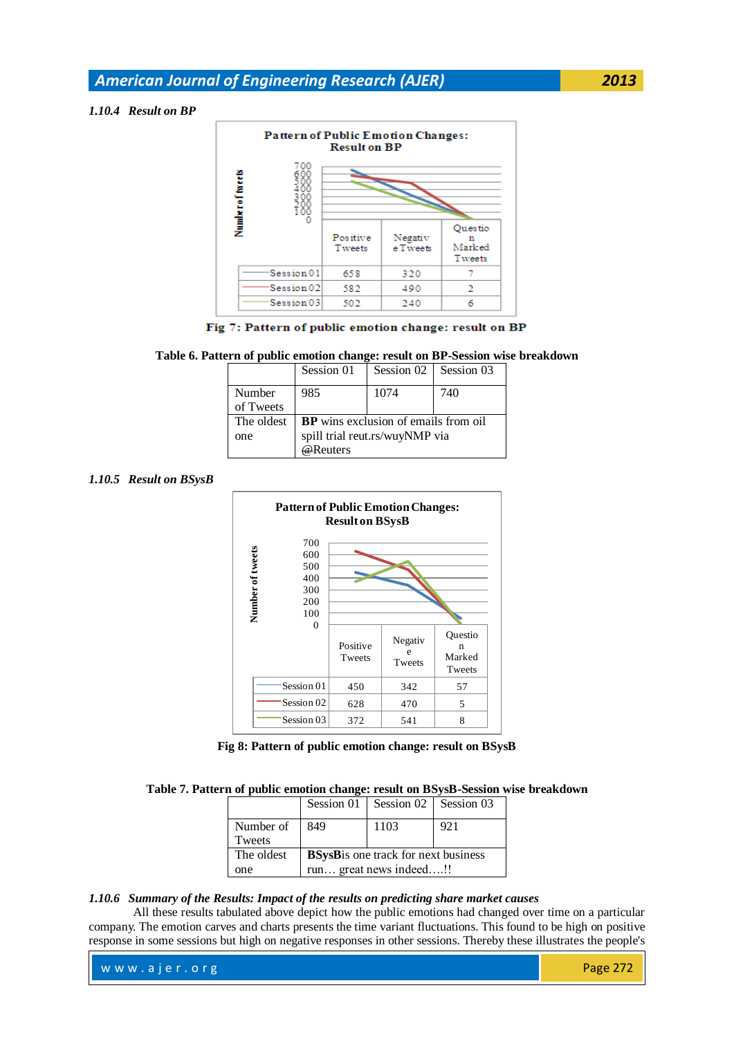### *1.10.4 Result on BP*

**Pattern of Public Emotion Changes: Result on BP**

| | Positive Tweets | Negative Tweets | Question Marked Tweets |
|---|---|---|---|
| Session 01 | 658 | 320 | 7 |
| Session 02 | 582 | 490 | 2 |
| Session 03 | 502 | 240 | 6 |

**Fig 7: Pattern of public emotion change: result on BP**

**Table 6. Pattern of public emotion change: result on BP-Session wise breakdown**

| | Session 01 | Session 02 | Session 03 |
|---|---|---|---|
| Number of Tweets | 985 | 1074 | 740 |
| The oldest one | **BP** wins exclusion of emails from oil spill trial reut.rs/wuyNMP via @Reuters | | |

### *1.10.5 Result on BSysB*

**Pattern of Public Emotion Changes: Result on BSysB**

| | Positive Tweets | Negative Tweets | Question Marked Tweets |
|---|---|---|---|
| Session 01 | 450 | 342 | 57 |
| Session 02 | 628 | 470 | 5 |
| Session 03 | 372 | 541 | 8 |

**Fig 8: Pattern of public emotion change: result on BSysB**

**Table 7. Pattern of public emotion change: result on BSysB-Session wise breakdown**

| | Session 01 | Session 02 | Session 03 |
|---|---|---|---|
| Number of Tweets | 849 | 1103 | 921 |
| The oldest one | **BSysB**is one track for next business run… great news indeed….!! | | |

### *1.10.6 Summary of the Results: Impact of the results on predicting share market causes*

All these results tabulated above depict how the public emotions had changed over time on a particular company. The emotion carves and charts presents the time variant fluctuations. This found to be high on positive response in some sessions but high on negative responses in other sessions. Thereby these illustrates the people's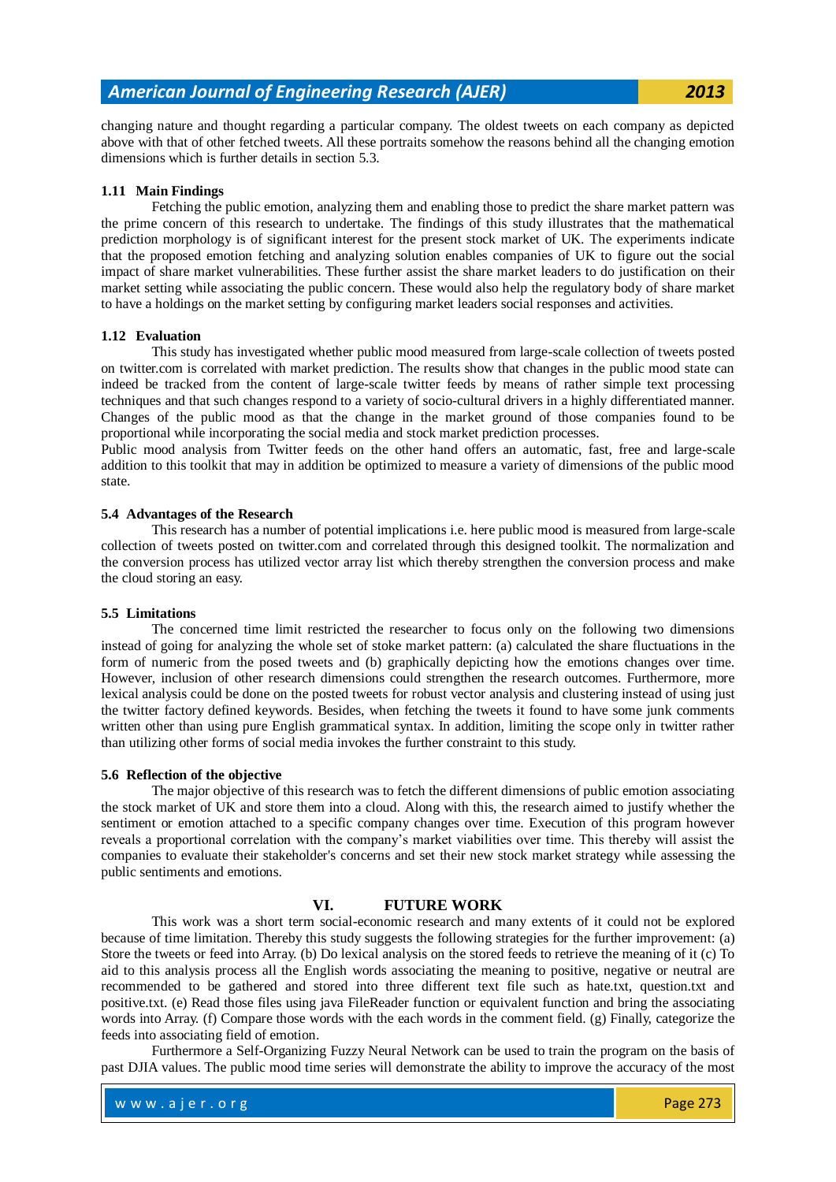changing nature and thought regarding a particular company. The oldest tweets on each company as depicted above with that of other fetched tweets. All these portraits somehow the reasons behind all the changing emotion dimensions which is further details in section 5.3.

### 1.11 Main Findings

Fetching the public emotion, analyzing them and enabling those to predict the share market pattern was the prime concern of this research to undertake. The findings of this study illustrates that the mathematical prediction morphology is of significant interest for the present stock market of UK. The experiments indicate that the proposed emotion fetching and analyzing solution enables companies of UK to figure out the social impact of share market vulnerabilities. These further assist the share market leaders to do justification on their market setting while associating the public concern. These would also help the regulatory body of share market to have a holdings on the market setting by configuring market leaders social responses and activities.

### 1.12 Evaluation

This study has investigated whether public mood measured from large-scale collection of tweets posted on twitter.com is correlated with market prediction. The results show that changes in the public mood state can indeed be tracked from the content of large-scale twitter feeds by means of rather simple text processing techniques and that such changes respond to a variety of socio-cultural drivers in a highly differentiated manner. Changes of the public mood as that the change in the market ground of those companies found to be proportional while incorporating the social media and stock market prediction processes.

Public mood analysis from Twitter feeds on the other hand offers an automatic, fast, free and large-scale addition to this toolkit that may in addition be optimized to measure a variety of dimensions of the public mood state.

### 5.4 Advantages of the Research

This research has a number of potential implications i.e. here public mood is measured from large-scale collection of tweets posted on twitter.com and correlated through this designed toolkit. The normalization and the conversion process has utilized vector array list which thereby strengthen the conversion process and make the cloud storing an easy.

### 5.5 Limitations

The concerned time limit restricted the researcher to focus only on the following two dimensions instead of going for analyzing the whole set of stoke market pattern: (a) calculated the share fluctuations in the form of numeric from the posed tweets and (b) graphically depicting how the emotions changes over time. However, inclusion of other research dimensions could strengthen the research outcomes. Furthermore, more lexical analysis could be done on the posted tweets for robust vector analysis and clustering instead of using just the twitter factory defined keywords. Besides, when fetching the tweets it found to have some junk comments written other than using pure English grammatical syntax. In addition, limiting the scope only in twitter rather than utilizing other forms of social media invokes the further constraint to this study.

### 5.6 Reflection of the objective

The major objective of this research was to fetch the different dimensions of public emotion associating the stock market of UK and store them into a cloud. Along with this, the research aimed to justify whether the sentiment or emotion attached to a specific company changes over time. Execution of this program however reveals a proportional correlation with the company's market viabilities over time. This thereby will assist the companies to evaluate their stakeholder's concerns and set their new stock market strategy while assessing the public sentiments and emotions.

## VI. FUTURE WORK

This work was a short term social-economic research and many extents of it could not be explored because of time limitation. Thereby this study suggests the following strategies for the further improvement: (a) Store the tweets or feed into Array. (b) Do lexical analysis on the stored feeds to retrieve the meaning of it (c) To aid to this analysis process all the English words associating the meaning to positive, negative or neutral are recommended to be gathered and stored into three different text file such as hate.txt, question.txt and positive.txt. (e) Read those files using java FileReader function or equivalent function and bring the associating words into Array. (f) Compare those words with the each words in the comment field. (g) Finally, categorize the feeds into associating field of emotion.

Furthermore a Self-Organizing Fuzzy Neural Network can be used to train the program on the basis of past DJIA values. The public mood time series will demonstrate the ability to improve the accuracy of the most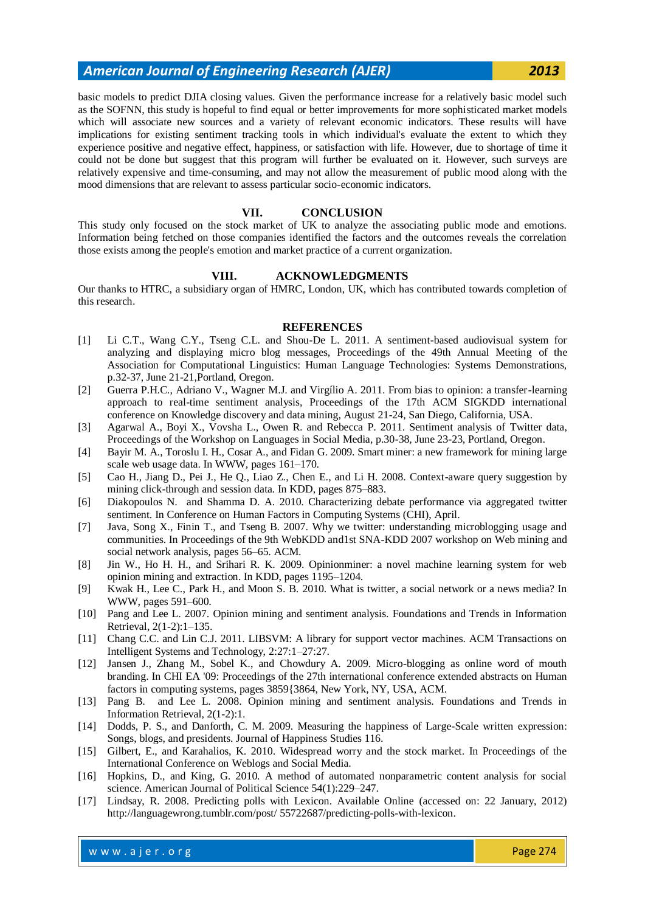basic models to predict DJIA closing values. Given the performance increase for a relatively basic model such as the SOFNN, this study is hopeful to find equal or better improvements for more sophisticated market models which will associate new sources and a variety of relevant economic indicators. These results will have implications for existing sentiment tracking tools in which individual's evaluate the extent to which they experience positive and negative effect, happiness, or satisfaction with life. However, due to shortage of time it could not be done but suggest that this program will further be evaluated on it. However, such surveys are relatively expensive and time-consuming, and may not allow the measurement of public mood along with the mood dimensions that are relevant to assess particular socio-economic indicators.

## VII. CONCLUSION

This study only focused on the stock market of UK to analyze the associating public mode and emotions. Information being fetched on those companies identified the factors and the outcomes reveals the correlation those exists among the people's emotion and market practice of a current organization.

## VIII. ACKNOWLEDGMENTS

Our thanks to HTRC, a subsidiary organ of HMRC, London, UK, which has contributed towards completion of this research.

## REFERENCES

[1] Li C.T., Wang C.Y., Tseng C.L. and Shou-De L. 2011. A sentiment-based audiovisual system for analyzing and displaying micro blog messages, Proceedings of the 49th Annual Meeting of the Association for Computational Linguistics: Human Language Technologies: Systems Demonstrations, p.32-37, June 21-21,Portland, Oregon.

[2] Guerra P.H.C., Adriano V., Wagner M.J. and Virgílio A. 2011. From bias to opinion: a transfer-learning approach to real-time sentiment analysis, Proceedings of the 17th ACM SIGKDD international conference on Knowledge discovery and data mining, August 21-24, San Diego, California, USA.

[3] Agarwal A., Boyi X., Vovsha L., Owen R. and Rebecca P. 2011. Sentiment analysis of Twitter data, Proceedings of the Workshop on Languages in Social Media, p.30-38, June 23-23, Portland, Oregon.

[4] Bayir M. A., Toroslu I. H., Cosar A., and Fidan G. 2009. Smart miner: a new framework for mining large scale web usage data. In WWW, pages 161–170.

[5] Cao H., Jiang D., Pei J., He Q., Liao Z., Chen E., and Li H. 2008. Context-aware query suggestion by mining click-through and session data. In KDD, pages 875–883.

[6] Diakopoulos N. and Shamma D. A. 2010. Characterizing debate performance via aggregated twitter sentiment. In Conference on Human Factors in Computing Systems (CHI), April.

[7] Java, Song X., Finin T., and Tseng B. 2007. Why we twitter: understanding microblogging usage and communities. In Proceedings of the 9th WebKDD and1st SNA-KDD 2007 workshop on Web mining and social network analysis, pages 56–65. ACM.

[8] Jin W., Ho H. H., and Srihari R. K. 2009. Opinionminer: a novel machine learning system for web opinion mining and extraction. In KDD, pages 1195–1204.

[9] Kwak H., Lee C., Park H., and Moon S. B. 2010. What is twitter, a social network or a news media? In WWW, pages 591–600.

[10] Pang and Lee L. 2007. Opinion mining and sentiment analysis. Foundations and Trends in Information Retrieval, 2(1-2):1–135.

[11] Chang C.C. and Lin C.J. 2011. LIBSVM: A library for support vector machines. ACM Transactions on Intelligent Systems and Technology, 2:27:1–27:27.

[12] Jansen J., Zhang M., Sobel K., and Chowdury A. 2009. Micro-blogging as online word of mouth branding. In CHI EA '09: Proceedings of the 27th international conference extended abstracts on Human factors in computing systems, pages 3859{3864, New York, NY, USA, ACM.

[13] Pang B. and Lee L. 2008. Opinion mining and sentiment analysis. Foundations and Trends in Information Retrieval, 2(1-2):1.

[14] Dodds, P. S., and Danforth, C. M. 2009. Measuring the happiness of Large-Scale written expression: Songs, blogs, and presidents. Journal of Happiness Studies 116.

[15] Gilbert, E., and Karahalios, K. 2010. Widespread worry and the stock market. In Proceedings of the International Conference on Weblogs and Social Media.

[16] Hopkins, D., and King, G. 2010. A method of automated nonparametric content analysis for social science. American Journal of Political Science 54(1):229–247.

[17] Lindsay, R. 2008. Predicting polls with Lexicon. Available Online (accessed on: 22 January, 2012) http://languagewrong.tumblr.com/post/ 55722687/predicting-polls-with-lexicon.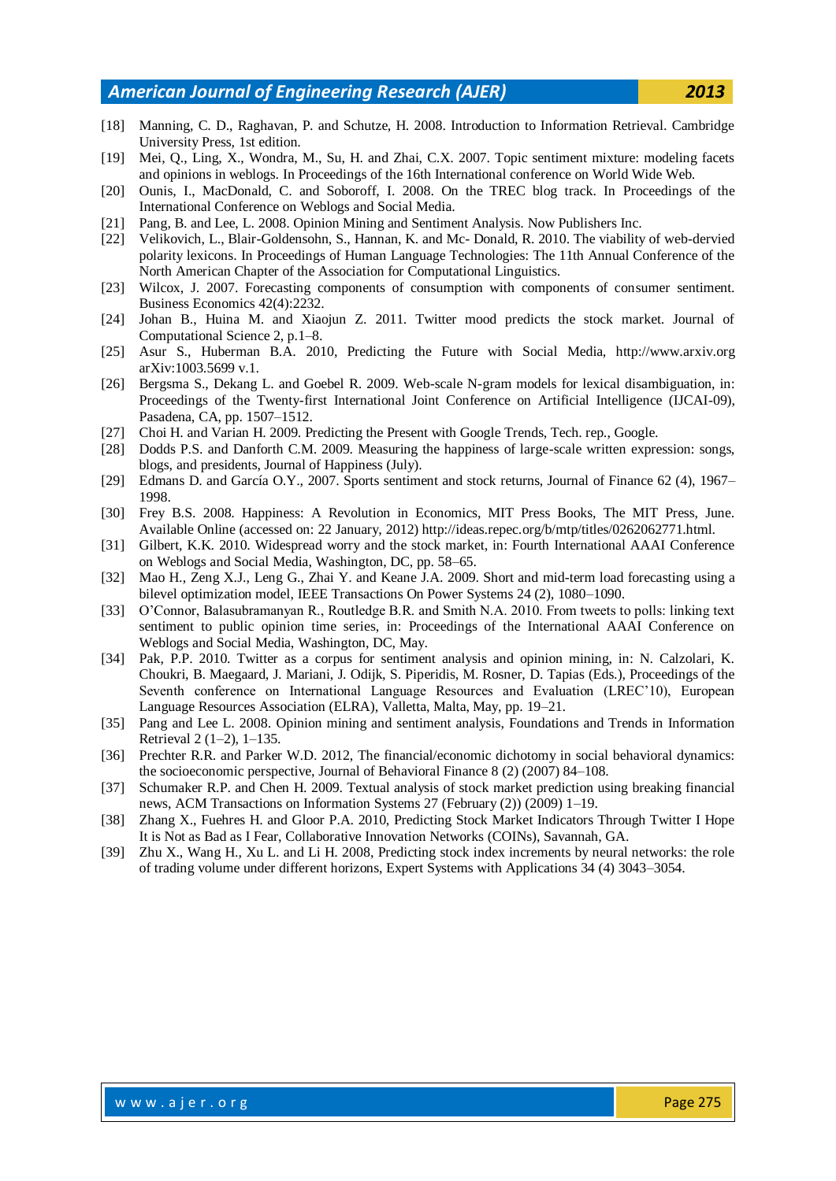[18] Manning, C. D., Raghavan, P. and Schutze, H. 2008. Introduction to Information Retrieval. Cambridge University Press, 1st edition.

[19] Mei, Q., Ling, X., Wondra, M., Su, H. and Zhai, C.X. 2007. Topic sentiment mixture: modeling facets and opinions in weblogs. In Proceedings of the 16th International conference on World Wide Web.

[20] Ounis, I., MacDonald, C. and Soboroff, I. 2008. On the TREC blog track. In Proceedings of the International Conference on Weblogs and Social Media.

[21] Pang, B. and Lee, L. 2008. Opinion Mining and Sentiment Analysis. Now Publishers Inc.

[22] Velikovich, L., Blair-Goldensohn, S., Hannan, K. and Mc- Donald, R. 2010. The viability of web-dervied polarity lexicons. In Proceedings of Human Language Technologies: The 11th Annual Conference of the North American Chapter of the Association for Computational Linguistics.

[23] Wilcox, J. 2007. Forecasting components of consumption with components of consumer sentiment. Business Economics 42(4):2232.

[24] Johan B., Huina M. and Xiaojun Z. 2011. Twitter mood predicts the stock market. Journal of Computational Science 2, p.1–8.

[25] Asur S., Huberman B.A. 2010, Predicting the Future with Social Media, http://www.arxiv.org arXiv:1003.5699 v.1.

[26] Bergsma S., Dekang L. and Goebel R. 2009. Web-scale N-gram models for lexical disambiguation, in: Proceedings of the Twenty-first International Joint Conference on Artificial Intelligence (IJCAI-09), Pasadena, CA, pp. 1507–1512.

[27] Choi H. and Varian H. 2009. Predicting the Present with Google Trends, Tech. rep., Google.

[28] Dodds P.S. and Danforth C.M. 2009. Measuring the happiness of large-scale written expression: songs, blogs, and presidents, Journal of Happiness (July).

[29] Edmans D. and García O.Y., 2007. Sports sentiment and stock returns, Journal of Finance 62 (4), 1967–1998.

[30] Frey B.S. 2008. Happiness: A Revolution in Economics, MIT Press Books, The MIT Press, June. Available Online (accessed on: 22 January, 2012) http://ideas.repec.org/b/mtp/titles/0262062771.html.

[31] Gilbert, K.K. 2010. Widespread worry and the stock market, in: Fourth International AAAI Conference on Weblogs and Social Media, Washington, DC, pp. 58–65.

[32] Mao H., Zeng X.J., Leng G., Zhai Y. and Keane J.A. 2009. Short and mid-term load forecasting using a bilevel optimization model, IEEE Transactions On Power Systems 24 (2), 1080–1090.

[33] O'Connor, Balasubramanyan R., Routledge B.R. and Smith N.A. 2010. From tweets to polls: linking text sentiment to public opinion time series, in: Proceedings of the International AAAI Conference on Weblogs and Social Media, Washington, DC, May.

[34] Pak, P.P. 2010. Twitter as a corpus for sentiment analysis and opinion mining, in: N. Calzolari, K. Choukri, B. Maegaard, J. Mariani, J. Odijk, S. Piperidis, M. Rosner, D. Tapias (Eds.), Proceedings of the Seventh conference on International Language Resources and Evaluation (LREC'10), European Language Resources Association (ELRA), Valletta, Malta, May, pp. 19–21.

[35] Pang and Lee L. 2008. Opinion mining and sentiment analysis, Foundations and Trends in Information Retrieval 2 (1–2), 1–135.

[36] Prechter R.R. and Parker W.D. 2012, The financial/economic dichotomy in social behavioral dynamics: the socioeconomic perspective, Journal of Behavioral Finance 8 (2) (2007) 84–108.

[37] Schumaker R.P. and Chen H. 2009. Textual analysis of stock market prediction using breaking financial news, ACM Transactions on Information Systems 27 (February (2)) (2009) 1–19.

[38] Zhang X., Fuehres H. and Gloor P.A. 2010, Predicting Stock Market Indicators Through Twitter I Hope It is Not as Bad as I Fear, Collaborative Innovation Networks (COINs), Savannah, GA.

[39] Zhu X., Wang H., Xu L. and Li H. 2008, Predicting stock index increments by neural networks: the role of trading volume under different horizons, Expert Systems with Applications 34 (4) 3043–3054.